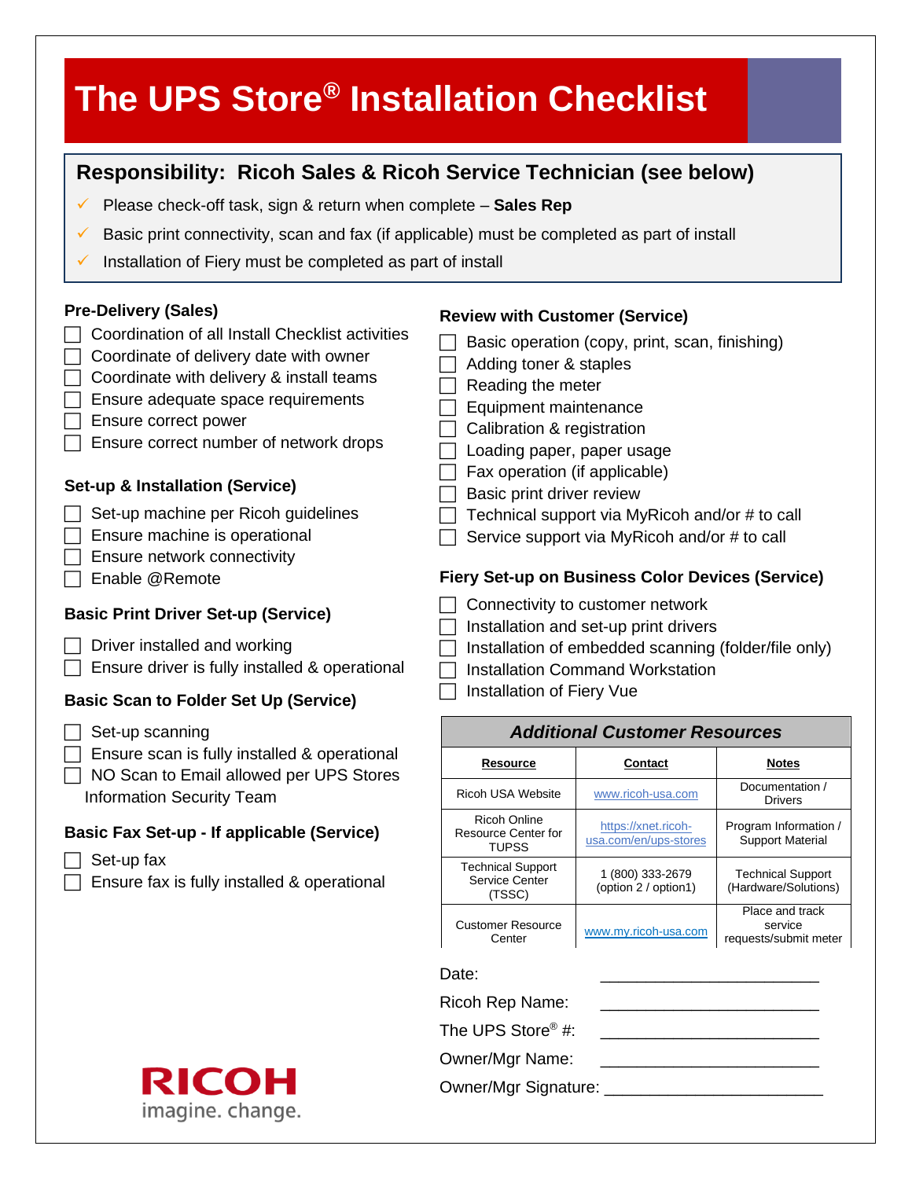# The UPS Store® Installation Checklist

## Responsibility: Ricoh Sales & Ricoh Service Technician (see below)

- ✓ Please check-off task, sign & return when complete – **Sales Rep**
- ✓ Basic print connectivity, scan and fax (if applicable) must be completed as part of install
- ✓ Installation of Fiery must be completed as part of install

### Pre-Delivery (Sales)

- ☐ Coordination of all Install Checklist activities
- ☐ Coordinate of delivery date with owner
- ☐ Coordinate with delivery & install teams
- ☐ Ensure adequate space requirements
- ☐ Ensure correct power
- ☐ Ensure correct number of network drops

### Set-up & Installation (Service)

- ☐ Set-up machine per Ricoh guidelines
- ☐ Ensure machine is operational
- ☐ Ensure network connectivity
- ☐ Enable @Remote

### Basic Print Driver Set-up (Service)

- ☐ Driver installed and working
- ☐ Ensure driver is fully installed & operational

### Basic Scan to Folder Set Up (Service)

- ☐ Set-up scanning
- ☐ Ensure scan is fully installed & operational
- ☐ NO Scan to Email allowed per UPS Stores Information Security Team

### Basic Fax Set-up - If applicable (Service)

- ☐ Set-up fax
- ☐ Ensure fax is fully installed & operational

### Review with Customer (Service)

- ☐ Basic operation (copy, print, scan, finishing)
- ☐ Adding toner & staples
- ☐ Reading the meter
- ☐ Equipment maintenance
- ☐ Calibration & registration
- ☐ Loading paper, paper usage
- ☐ Fax operation (if applicable)
- ☐ Basic print driver review
- ☐ Technical support via MyRicoh and/or # to call
- ☐ Service support via MyRicoh and/or # to call

### Fiery Set-up on Business Color Devices (Service)

- ☐ Connectivity to customer network
- ☐ Installation and set-up print drivers
- ☐ Installation of embedded scanning (folder/file only)
- ☐ Installation Command Workstation
- ☐ Installation of Fiery Vue

| ***Additional Customer Resources*** | | |
|---|---|---|
| **Resource** | **Contact** | **Notes** |
| Ricoh USA Website | www.ricoh-usa.com | Documentation / Drivers |
| Ricoh Online Resource Center for TUPSS | https://xnet.ricoh-usa.com/en/ups-stores | Program Information / Support Material |
| Technical Support Service Center (TSSC) | 1 (800) 333-2679 (option 2 / option1) | Technical Support (Hardware/Solutions) |
| Customer Resource Center | www.my.ricoh-usa.com | Place and track service requests/submit meter |

Date: ______________________

Ricoh Rep Name: ______________________

The UPS Store® #: ______________________

Owner/Mgr Name: ______________________

Owner/Mgr Signature: ______________________

RICOH
imagine. change.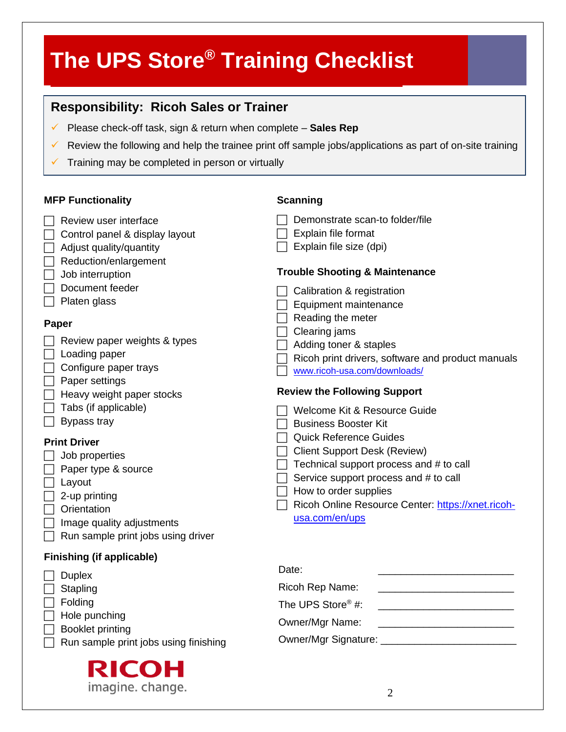# The UPS Store® Training Checklist

## Responsibility: Ricoh Sales or Trainer

- ✓ Please check-off task, sign & return when complete – **Sales Rep**
- ✓ Review the following and help the trainee print off sample jobs/applications as part of on-site training
- ✓ Training may be completed in person or virtually

### MFP Functionality

- ☐ Review user interface
- ☐ Control panel & display layout
- ☐ Adjust quality/quantity
- ☐ Reduction/enlargement
- ☐ Job interruption
- ☐ Document feeder
- ☐ Platen glass

### Paper

- ☐ Review paper weights & types
- ☐ Loading paper
- ☐ Configure paper trays
- ☐ Paper settings
- ☐ Heavy weight paper stocks
- ☐ Tabs (if applicable)
- ☐ Bypass tray

### Print Driver

- ☐ Job properties
- ☐ Paper type & source
- ☐ Layout
- ☐ 2-up printing
- ☐ Orientation
- ☐ Image quality adjustments
- ☐ Run sample print jobs using driver

### Finishing (if applicable)

- ☐ Duplex
- ☐ Stapling
- ☐ Folding
- ☐ Hole punching
- ☐ Booklet printing
- ☐ Run sample print jobs using finishing

RICOH
imagine. change.

### Scanning

- ☐ Demonstrate scan-to folder/file
- ☐ Explain file format
- ☐ Explain file size (dpi)

### Trouble Shooting & Maintenance

- ☐ Calibration & registration
- ☐ Equipment maintenance
- ☐ Reading the meter
- ☐ Clearing jams
- ☐ Adding toner & staples
- ☐ Ricoh print drivers, software and product manuals
- ☐ www.ricoh-usa.com/downloads/

### Review the Following Support

- ☐ Welcome Kit & Resource Guide
- ☐ Business Booster Kit
- ☐ Quick Reference Guides
- ☐ Client Support Desk (Review)
- ☐ Technical support process and # to call
- ☐ Service support process and # to call
- ☐ How to order supplies
- ☐ Ricoh Online Resource Center: https://xnet.ricoh-usa.com/en/ups

Date: ______________________

Ricoh Rep Name: ______________________

The UPS Store® #: ______________________

Owner/Mgr Name: ______________________

Owner/Mgr Signature: ______________________